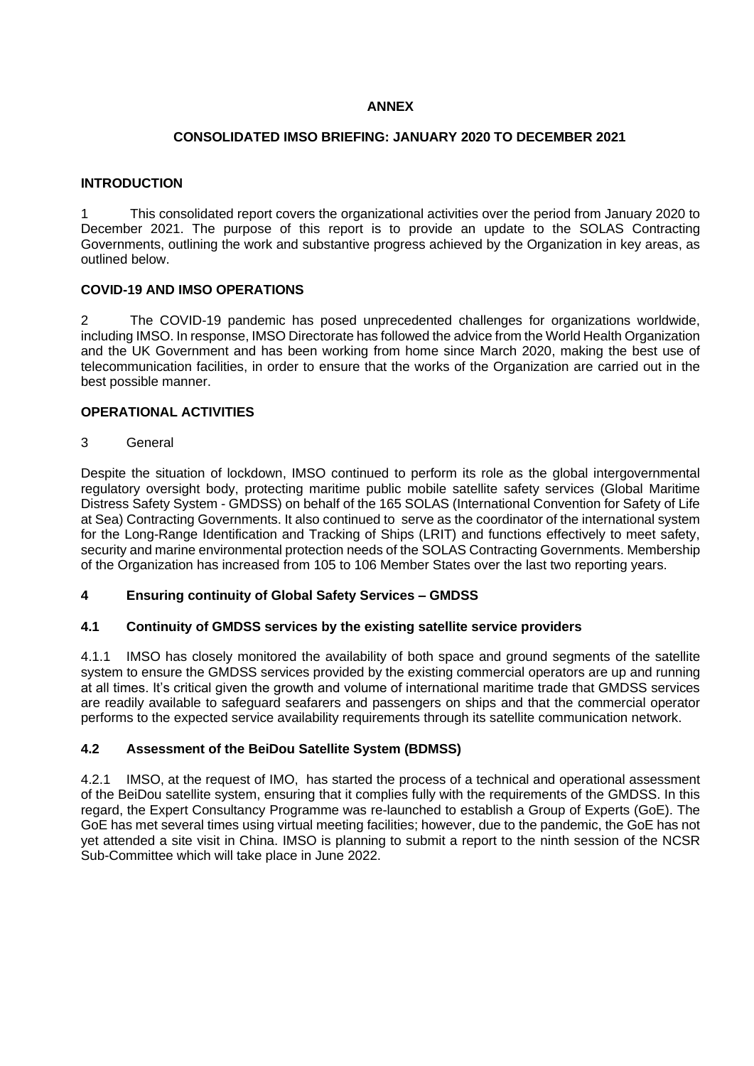**ANNEX**

**CONSOLIDATED IMSO BRIEFING: JANUARY 2020 TO DECEMBER 2021**

## INTRODUCTION

1 This consolidated report covers the organizational activities over the period from January 2020 to December 2021. The purpose of this report is to provide an update to the SOLAS Contracting Governments, outlining the work and substantive progress achieved by the Organization in key areas, as outlined below.

## COVID-19 AND IMSO OPERATIONS

2 The COVID-19 pandemic has posed unprecedented challenges for organizations worldwide, including IMSO. In response, IMSO Directorate has followed the advice from the World Health Organization and the UK Government and has been working from home since March 2020, making the best use of telecommunication facilities, in order to ensure that the works of the Organization are carried out in the best possible manner.

## OPERATIONAL ACTIVITIES

3 General

Despite the situation of lockdown, IMSO continued to perform its role as the global intergovernmental regulatory oversight body, protecting maritime public mobile satellite safety services (Global Maritime Distress Safety System - GMDSS) on behalf of the 165 SOLAS (International Convention for Safety of Life at Sea) Contracting Governments. It also continued to serve as the coordinator of the international system for the Long-Range Identification and Tracking of Ships (LRIT) and functions effectively to meet safety, security and marine environmental protection needs of the SOLAS Contracting Governments. Membership of the Organization has increased from 105 to 106 Member States over the last two reporting years.

### 4 Ensuring continuity of Global Safety Services – GMDSS

### 4.1 Continuity of GMDSS services by the existing satellite service providers

4.1.1 IMSO has closely monitored the availability of both space and ground segments of the satellite system to ensure the GMDSS services provided by the existing commercial operators are up and running at all times. It's critical given the growth and volume of international maritime trade that GMDSS services are readily available to safeguard seafarers and passengers on ships and that the commercial operator performs to the expected service availability requirements through its satellite communication network.

### 4.2 Assessment of the BeiDou Satellite System (BDMSS)

4.2.1 IMSO, at the request of IMO, has started the process of a technical and operational assessment of the BeiDou satellite system, ensuring that it complies fully with the requirements of the GMDSS. In this regard, the Expert Consultancy Programme was re-launched to establish a Group of Experts (GoE). The GoE has met several times using virtual meeting facilities; however, due to the pandemic, the GoE has not yet attended a site visit in China. IMSO is planning to submit a report to the ninth session of the NCSR Sub-Committee which will take place in June 2022.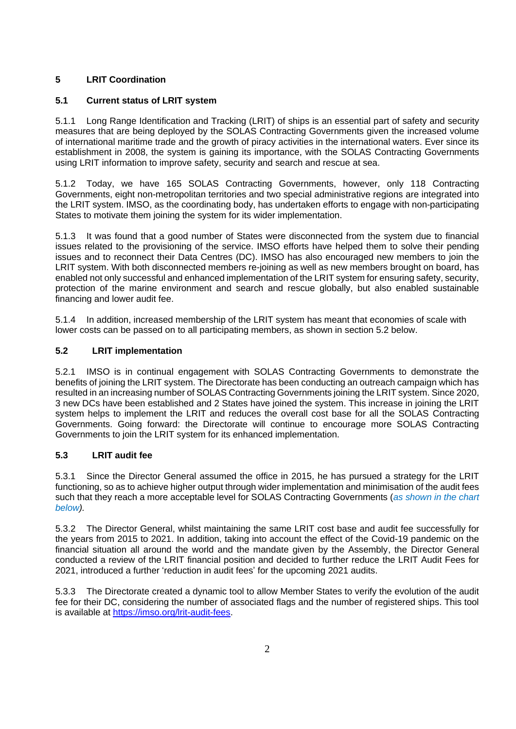## 5 LRIT Coordination

### 5.1 Current status of LRIT system

5.1.1 Long Range Identification and Tracking (LRIT) of ships is an essential part of safety and security measures that are being deployed by the SOLAS Contracting Governments given the increased volume of international maritime trade and the growth of piracy activities in the international waters. Ever since its establishment in 2008, the system is gaining its importance, with the SOLAS Contracting Governments using LRIT information to improve safety, security and search and rescue at sea.

5.1.2 Today, we have 165 SOLAS Contracting Governments, however, only 118 Contracting Governments, eight non-metropolitan territories and two special administrative regions are integrated into the LRIT system. IMSO, as the coordinating body, has undertaken efforts to engage with non-participating States to motivate them joining the system for its wider implementation.

5.1.3 It was found that a good number of States were disconnected from the system due to financial issues related to the provisioning of the service. IMSO efforts have helped them to solve their pending issues and to reconnect their Data Centres (DC). IMSO has also encouraged new members to join the LRIT system. With both disconnected members re-joining as well as new members brought on board, has enabled not only successful and enhanced implementation of the LRIT system for ensuring safety, security, protection of the marine environment and search and rescue globally, but also enabled sustainable financing and lower audit fee.

5.1.4 In addition, increased membership of the LRIT system has meant that economies of scale with lower costs can be passed on to all participating members, as shown in section 5.2 below.

### 5.2 LRIT implementation

5.2.1 IMSO is in continual engagement with SOLAS Contracting Governments to demonstrate the benefits of joining the LRIT system. The Directorate has been conducting an outreach campaign which has resulted in an increasing number of SOLAS Contracting Governments joining the LRIT system. Since 2020, 3 new DCs have been established and 2 States have joined the system. This increase in joining the LRIT system helps to implement the LRIT and reduces the overall cost base for all the SOLAS Contracting Governments. Going forward: the Directorate will continue to encourage more SOLAS Contracting Governments to join the LRIT system for its enhanced implementation.

### 5.3 LRIT audit fee

5.3.1 Since the Director General assumed the office in 2015, he has pursued a strategy for the LRIT functioning, so as to achieve higher output through wider implementation and minimisation of the audit fees such that they reach a more acceptable level for SOLAS Contracting Governments (*as shown in the chart below*).

5.3.2 The Director General, whilst maintaining the same LRIT cost base and audit fee successfully for the years from 2015 to 2021. In addition, taking into account the effect of the Covid-19 pandemic on the financial situation all around the world and the mandate given by the Assembly, the Director General conducted a review of the LRIT financial position and decided to further reduce the LRIT Audit Fees for 2021, introduced a further 'reduction in audit fees' for the upcoming 2021 audits.

5.3.3 The Directorate created a dynamic tool to allow Member States to verify the evolution of the audit fee for their DC, considering the number of associated flags and the number of registered ships. This tool is available at https://imso.org/lrit-audit-fees.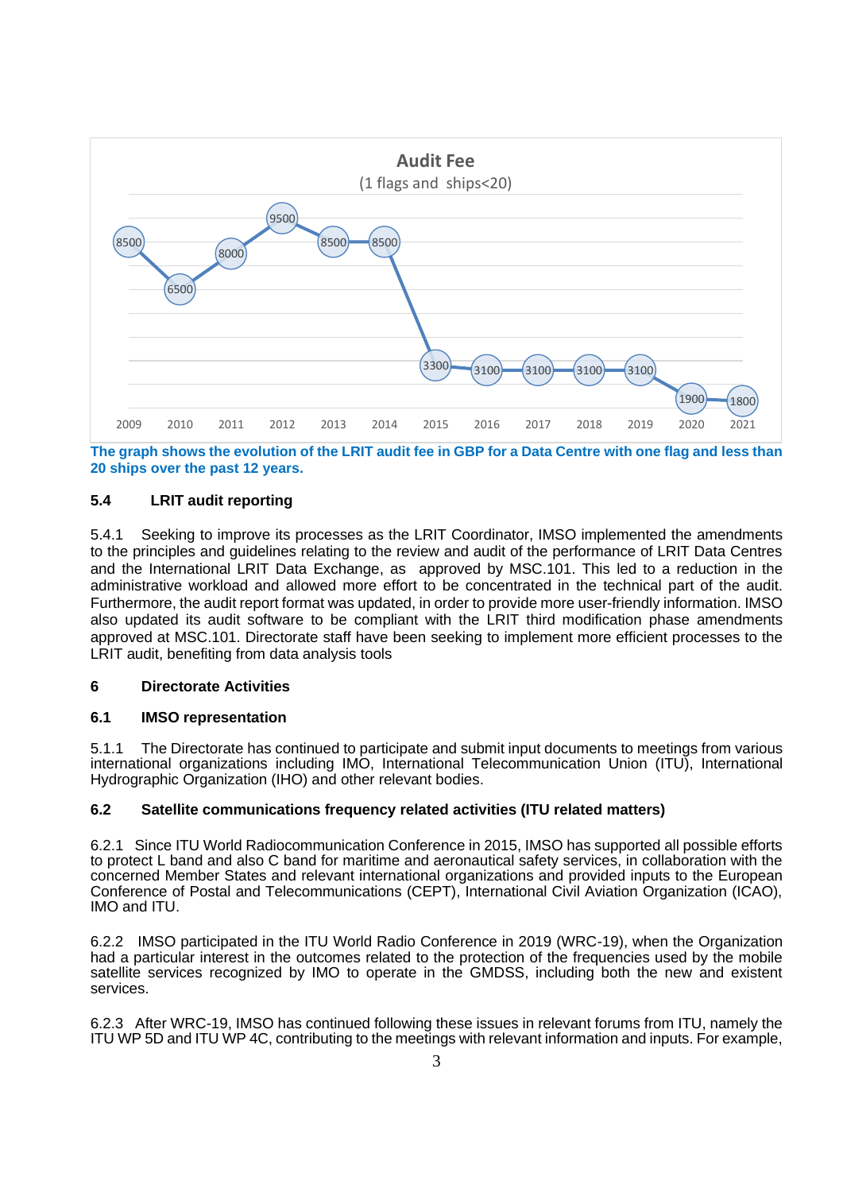**Audit Fee**

(1 flags and ships<20)

| Year | 2009 | 2010 | 2011 | 2012 | 2013 | 2014 | 2015 | 2016 | 2017 | 2018 | 2019 | 2020 | 2021 |
|---|---|---|---|---|---|---|---|---|---|---|---|---|---|
| Fee | 8500 | 6500 | 8000 | 9500 | 8500 | 8500 | 3300 | 3100 | 3100 | 3100 | 3100 | 1900 | 1800 |

**The graph shows the evolution of the LRIT audit fee in GBP for a Data Centre with one flag and less than 20 ships over the past 12 years.**

### 5.4 LRIT audit reporting

5.4.1 Seeking to improve its processes as the LRIT Coordinator, IMSO implemented the amendments to the principles and guidelines relating to the review and audit of the performance of LRIT Data Centres and the International LRIT Data Exchange, as approved by MSC.101. This led to a reduction in the administrative workload and allowed more effort to be concentrated in the technical part of the audit. Furthermore, the audit report format was updated, in order to provide more user-friendly information. IMSO also updated its audit software to be compliant with the LRIT third modification phase amendments approved at MSC.101. Directorate staff have been seeking to implement more efficient processes to the LRIT audit, benefiting from data analysis tools

## 6 Directorate Activities

### 6.1 IMSO representation

5.1.1 The Directorate has continued to participate and submit input documents to meetings from various international organizations including IMO, International Telecommunication Union (ITU), International Hydrographic Organization (IHO) and other relevant bodies.

### 6.2 Satellite communications frequency related activities (ITU related matters)

6.2.1 Since ITU World Radiocommunication Conference in 2015, IMSO has supported all possible efforts to protect L band and also C band for maritime and aeronautical safety services, in collaboration with the concerned Member States and relevant international organizations and provided inputs to the European Conference of Postal and Telecommunications (CEPT), International Civil Aviation Organization (ICAO), IMO and ITU.

6.2.2 IMSO participated in the ITU World Radio Conference in 2019 (WRC-19), when the Organization had a particular interest in the outcomes related to the protection of the frequencies used by the mobile satellite services recognized by IMO to operate in the GMDSS, including both the new and existent services.

6.2.3 After WRC-19, IMSO has continued following these issues in relevant forums from ITU, namely the ITU WP 5D and ITU WP 4C, contributing to the meetings with relevant information and inputs. For example,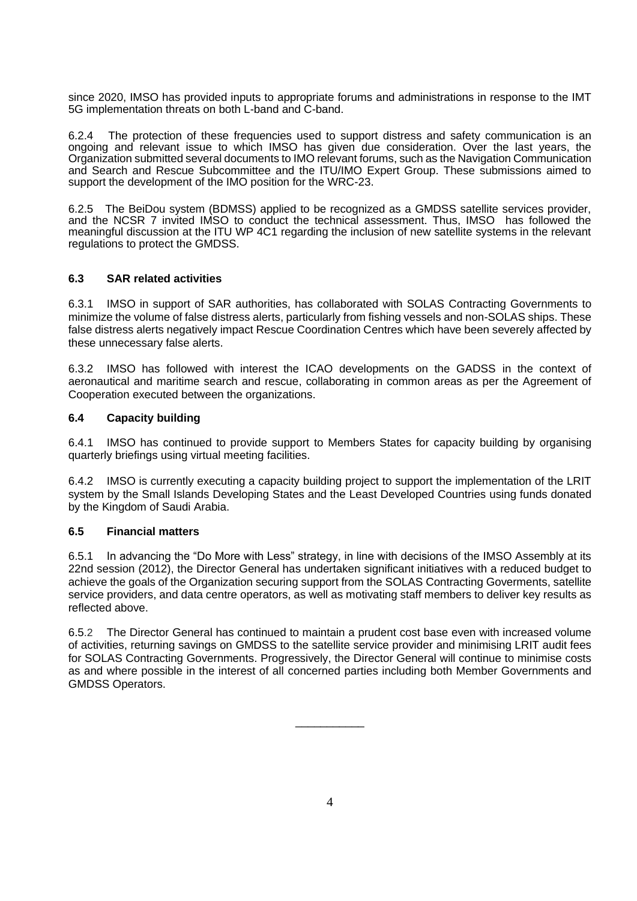since 2020, IMSO has provided inputs to appropriate forums and administrations in response to the IMT 5G implementation threats on both L-band and C-band.

6.2.4 The protection of these frequencies used to support distress and safety communication is an ongoing and relevant issue to which IMSO has given due consideration. Over the last years, the Organization submitted several documents to IMO relevant forums, such as the Navigation Communication and Search and Rescue Subcommittee and the ITU/IMO Expert Group. These submissions aimed to support the development of the IMO position for the WRC-23.

6.2.5 The BeiDou system (BDMSS) applied to be recognized as a GMDSS satellite services provider, and the NCSR 7 invited IMSO to conduct the technical assessment. Thus, IMSO has followed the meaningful discussion at the ITU WP 4C1 regarding the inclusion of new satellite systems in the relevant regulations to protect the GMDSS.

### 6.3 SAR related activities

6.3.1 IMSO in support of SAR authorities, has collaborated with SOLAS Contracting Governments to minimize the volume of false distress alerts, particularly from fishing vessels and non-SOLAS ships. These false distress alerts negatively impact Rescue Coordination Centres which have been severely affected by these unnecessary false alerts.

6.3.2 IMSO has followed with interest the ICAO developments on the GADSS in the context of aeronautical and maritime search and rescue, collaborating in common areas as per the Agreement of Cooperation executed between the organizations.

### 6.4 Capacity building

6.4.1 IMSO has continued to provide support to Members States for capacity building by organising quarterly briefings using virtual meeting facilities.

6.4.2 IMSO is currently executing a capacity building project to support the implementation of the LRIT system by the Small Islands Developing States and the Least Developed Countries using funds donated by the Kingdom of Saudi Arabia.

### 6.5 Financial matters

6.5.1 In advancing the “Do More with Less” strategy, in line with decisions of the IMSO Assembly at its 22nd session (2012), the Director General has undertaken significant initiatives with a reduced budget to achieve the goals of the Organization securing support from the SOLAS Contracting Goverments, satellite service providers, and data centre operators, as well as motivating staff members to deliver key results as reflected above.

6.5.2 The Director General has continued to maintain a prudent cost base even with increased volume of activities, returning savings on GMDSS to the satellite service provider and minimising LRIT audit fees for SOLAS Contracting Governments. Progressively, the Director General will continue to minimise costs as and where possible in the interest of all concerned parties including both Member Governments and GMDSS Operators.

___________